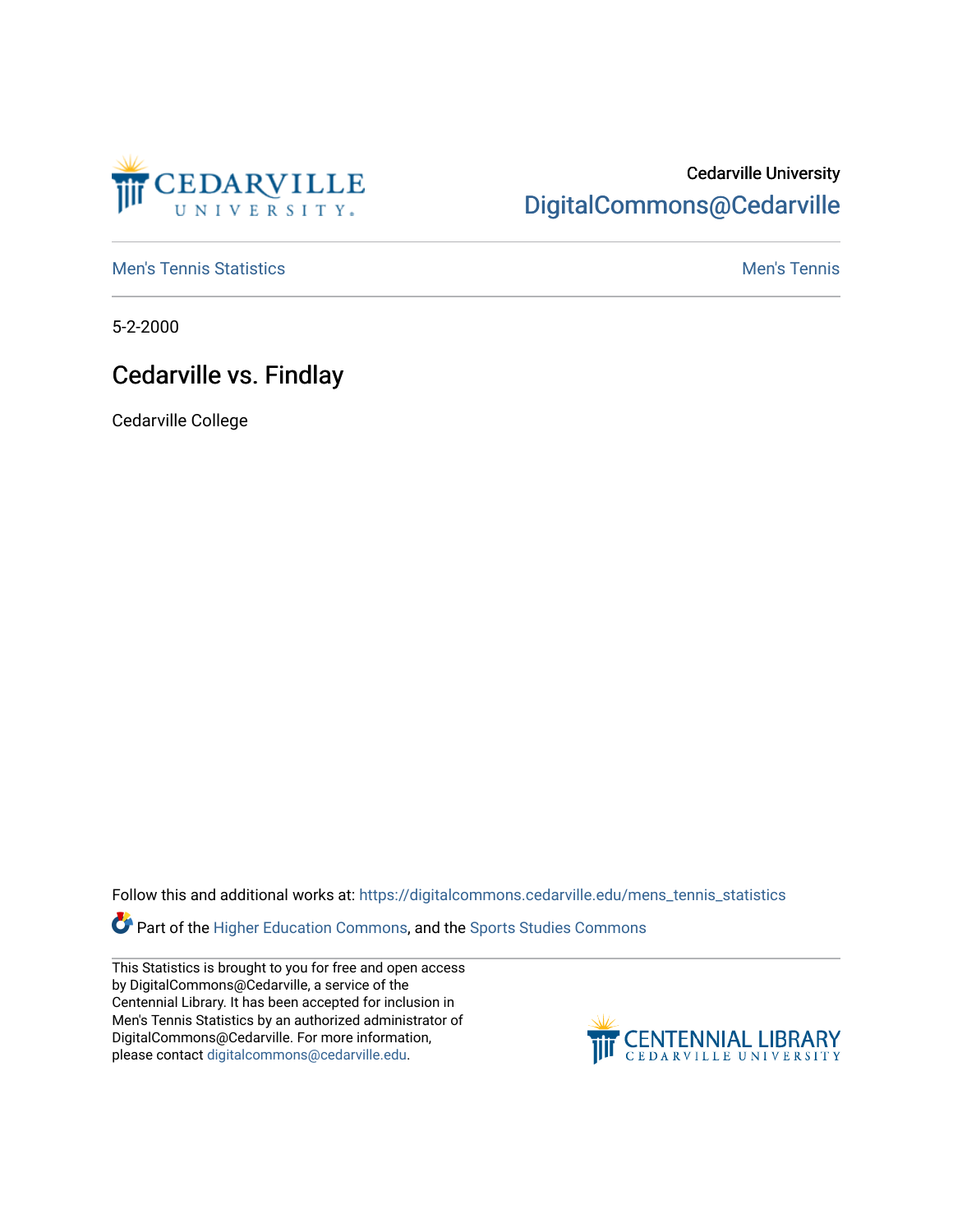Cedarville University

DigitalCommons@Cedarville

Men's Tennis Statistics | Men's Tennis

5-2-2000

# Cedarville vs. Findlay

Cedarville College

Follow this and additional works at: https://digitalcommons.cedarville.edu/mens_tennis_statistics

Part of the Higher Education Commons, and the Sports Studies Commons

This Statistics is brought to you for free and open access by DigitalCommons@Cedarville, a service of the Centennial Library. It has been accepted for inclusion in Men's Tennis Statistics by an authorized administrator of DigitalCommons@Cedarville. For more information, please contact digitalcommons@cedarville.edu.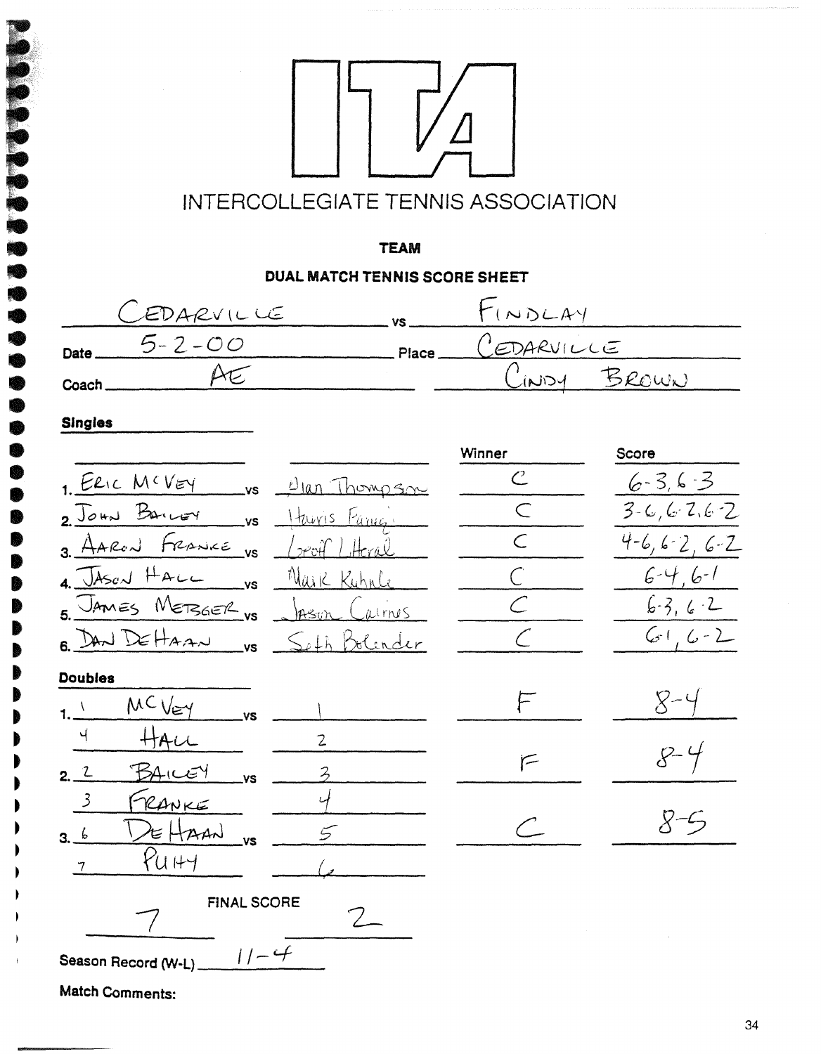# ITA

## INTERCOLLEGIATE TENNIS ASSOCIATION

**TEAM**

**DUAL MATCH TENNIS SCORE SHEET**

CEDARVILLE vs FINDLAY

Date 5-2-00 Place CEDARVILLE

Coach AE CINDY BROWN

**Singles**

| | | | Winner | Score |
|---|---|---|---|---|
| 1. ERIC MCVEY | vs | Alan Thompson | C | 6-3, 6-3 |
| 2. JOHN BAILEY | vs | Harris Fang | C | 3-6, 6-2, 6-2 |
| 3. AARON FRANKE | vs | Geoff Herald | C | 4-6, 6-2, 6-2 |
| 4. JASON HALL | vs | Mark Kuhnle | C | 6-4, 6-1 |
| 5. JAMES METZGER | vs | Jason Cairns | C | 6-3, 6-2 |
| 6. DAN DEHAAN | vs | Seth Bolender | C | 6-1, 6-2 |

**Doubles**

| | | | Winner | Score |
|---|---|---|---|---|
| 1. 1 MCVEY / 4 HALL | vs | 1 / 2 | F | 8-4 |
| 2. 2 BAILEY / 3 FRANKE | vs | 3 / 4 | F | 8-4 |
| 3. 6 DEHAAN / 7 PUHY | vs | 5 / 6 | C | 8-5 |

FINAL SCORE

7 2

Season Record (W-L) 11-4

**Match Comments:**